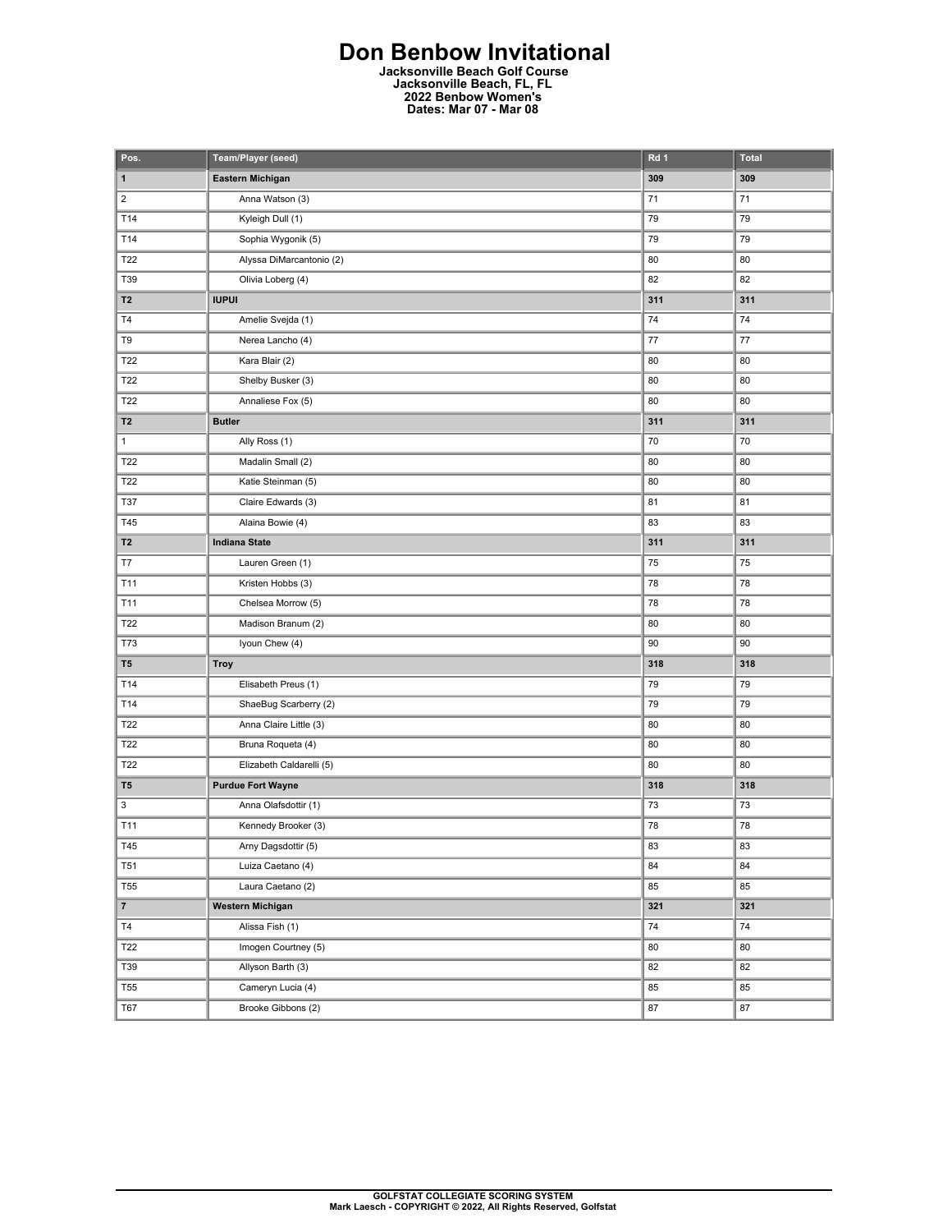# Don Benbow Invitational

**Jacksonville Beach Golf Course**
**Jacksonville Beach, FL, FL**
**2022 Benbow Women's**
**Dates: Mar 07 - Mar 08**

| Pos. | Team/Player (seed) | Rd 1 | Total |
|---|---|---|---|
| **1** | **Eastern Michigan** | **309** | **309** |
| 2 | Anna Watson (3) | 71 | 71 |
| T14 | Kyleigh Dull (1) | 79 | 79 |
| T14 | Sophia Wygonik (5) | 79 | 79 |
| T22 | Alyssa DiMarcantonio (2) | 80 | 80 |
| T39 | Olivia Loberg (4) | 82 | 82 |
| **T2** | **IUPUI** | **311** | **311** |
| T4 | Amelie Svejda (1) | 74 | 74 |
| T9 | Nerea Lancho (4) | 77 | 77 |
| T22 | Kara Blair (2) | 80 | 80 |
| T22 | Shelby Busker (3) | 80 | 80 |
| T22 | Annaliese Fox (5) | 80 | 80 |
| **T2** | **Butler** | **311** | **311** |
| 1 | Ally Ross (1) | 70 | 70 |
| T22 | Madalin Small (2) | 80 | 80 |
| T22 | Katie Steinman (5) | 80 | 80 |
| T37 | Claire Edwards (3) | 81 | 81 |
| T45 | Alaina Bowie (4) | 83 | 83 |
| **T2** | **Indiana State** | **311** | **311** |
| T7 | Lauren Green (1) | 75 | 75 |
| T11 | Kristen Hobbs (3) | 78 | 78 |
| T11 | Chelsea Morrow (5) | 78 | 78 |
| T22 | Madison Branum (2) | 80 | 80 |
| T73 | Iyoun Chew (4) | 90 | 90 |
| **T5** | **Troy** | **318** | **318** |
| T14 | Elisabeth Preus (1) | 79 | 79 |
| T14 | ShaeBug Scarberry (2) | 79 | 79 |
| T22 | Anna Claire Little (3) | 80 | 80 |
| T22 | Bruna Roqueta (4) | 80 | 80 |
| T22 | Elizabeth Caldarelli (5) | 80 | 80 |
| **T5** | **Purdue Fort Wayne** | **318** | **318** |
| 3 | Anna Olafsdottir (1) | 73 | 73 |
| T11 | Kennedy Brooker (3) | 78 | 78 |
| T45 | Arny Dagsdottir (5) | 83 | 83 |
| T51 | Luiza Caetano (4) | 84 | 84 |
| T55 | Laura Caetano (2) | 85 | 85 |
| **7** | **Western Michigan** | **321** | **321** |
| T4 | Alissa Fish (1) | 74 | 74 |
| T22 | Imogen Courtney (5) | 80 | 80 |
| T39 | Allyson Barth (3) | 82 | 82 |
| T55 | Cameryn Lucia (4) | 85 | 85 |
| T67 | Brooke Gibbons (2) | 87 | 87 |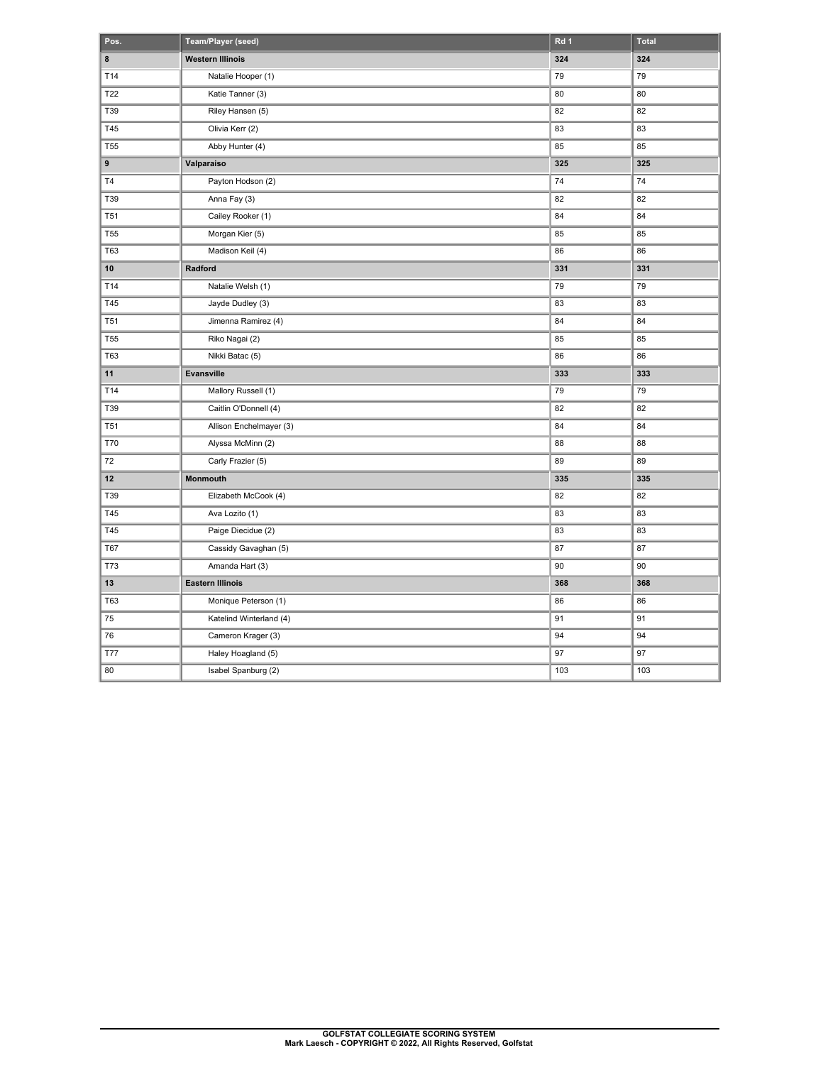| Pos. | Team/Player (seed) | Rd 1 | Total |
|---|---|---|---|
| **8** | **Western Illinois** | **324** | **324** |
| T14 | Natalie Hooper (1) | 79 | 79 |
| T22 | Katie Tanner (3) | 80 | 80 |
| T39 | Riley Hansen (5) | 82 | 82 |
| T45 | Olivia Kerr (2) | 83 | 83 |
| T55 | Abby Hunter (4) | 85 | 85 |
| **9** | **Valparaiso** | **325** | **325** |
| T4 | Payton Hodson (2) | 74 | 74 |
| T39 | Anna Fay (3) | 82 | 82 |
| T51 | Cailey Rooker (1) | 84 | 84 |
| T55 | Morgan Kier (5) | 85 | 85 |
| T63 | Madison Keil (4) | 86 | 86 |
| **10** | **Radford** | **331** | **331** |
| T14 | Natalie Welsh (1) | 79 | 79 |
| T45 | Jayde Dudley (3) | 83 | 83 |
| T51 | Jimenna Ramirez (4) | 84 | 84 |
| T55 | Riko Nagai (2) | 85 | 85 |
| T63 | Nikki Batac (5) | 86 | 86 |
| **11** | **Evansville** | **333** | **333** |
| T14 | Mallory Russell (1) | 79 | 79 |
| T39 | Caitlin O'Donnell (4) | 82 | 82 |
| T51 | Allison Enchelmayer (3) | 84 | 84 |
| T70 | Alyssa McMinn (2) | 88 | 88 |
| 72 | Carly Frazier (5) | 89 | 89 |
| **12** | **Monmouth** | **335** | **335** |
| T39 | Elizabeth McCook (4) | 82 | 82 |
| T45 | Ava Lozito (1) | 83 | 83 |
| T45 | Paige Diecidue (2) | 83 | 83 |
| T67 | Cassidy Gavaghan (5) | 87 | 87 |
| T73 | Amanda Hart (3) | 90 | 90 |
| **13** | **Eastern Illinois** | **368** | **368** |
| T63 | Monique Peterson (1) | 86 | 86 |
| 75 | Katelind Winterland (4) | 91 | 91 |
| 76 | Cameron Krager (3) | 94 | 94 |
| T77 | Haley Hoagland (5) | 97 | 97 |
| 80 | Isabel Spanburg (2) | 103 | 103 |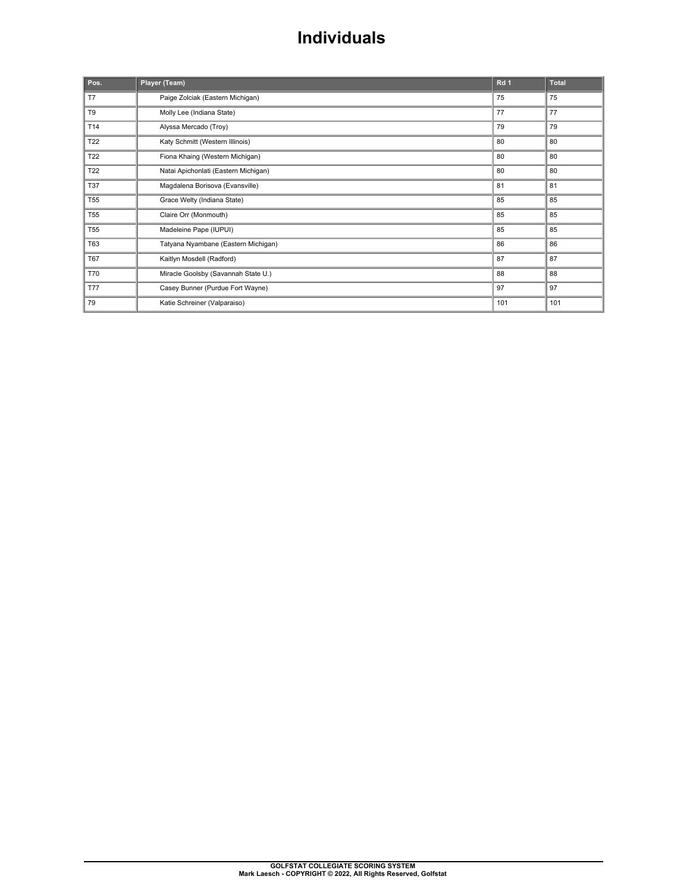# Individuals

| Pos. | Player (Team) | Rd 1 | Total |
|---|---|---|---|
| T7 | Paige Zolciak (Eastern Michigan) | 75 | 75 |
| T9 | Molly Lee (Indiana State) | 77 | 77 |
| T14 | Alyssa Mercado (Troy) | 79 | 79 |
| T22 | Katy Schmitt (Western Illinois) | 80 | 80 |
| T22 | Fiona Khaing (Western Michigan) | 80 | 80 |
| T22 | Natai Apichonlati (Eastern Michigan) | 80 | 80 |
| T37 | Magdalena Borisova (Evansville) | 81 | 81 |
| T55 | Grace Welty (Indiana State) | 85 | 85 |
| T55 | Claire Orr (Monmouth) | 85 | 85 |
| T55 | Madeleine Pape (IUPUI) | 85 | 85 |
| T63 | Tatyana Nyambane (Eastern Michigan) | 86 | 86 |
| T67 | Kaitlyn Mosdell (Radford) | 87 | 87 |
| T70 | Miracle Goolsby (Savannah State U.) | 88 | 88 |
| T77 | Casey Bunner (Purdue Fort Wayne) | 97 | 97 |
| 79 | Katie Schreiner (Valparaiso) | 101 | 101 |

GOLFSTAT COLLEGIATE SCORING SYSTEM
Mark Laesch - COPYRIGHT © 2022, All Rights Reserved, Golfstat